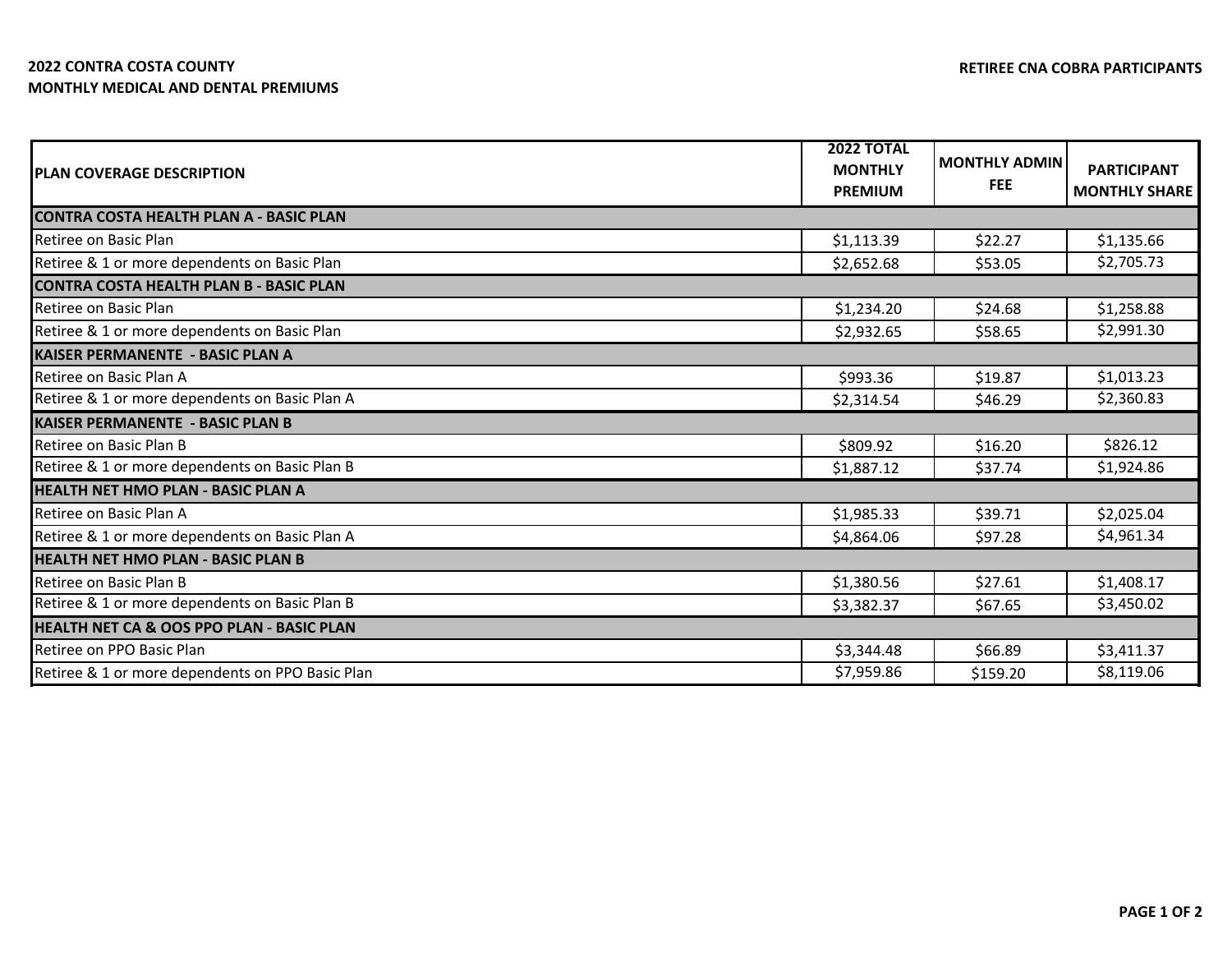**2022 CONTRA COSTA COUNTY**
**MONTHLY MEDICAL AND DENTAL PREMIUMS**

**RETIREE CNA COBRA PARTICIPANTS**

| PLAN COVERAGE DESCRIPTION | 2022 TOTAL MONTHLY PREMIUM | MONTHLY ADMIN FEE | PARTICIPANT MONTHLY SHARE |
|---|---|---|---|
| **CONTRA COSTA HEALTH PLAN A - BASIC PLAN** | | | |
| Retiree on Basic Plan | $1,113.39 | $22.27 | $1,135.66 |
| Retiree & 1 or more dependents on Basic Plan | $2,652.68 | $53.05 | $2,705.73 |
| **CONTRA COSTA HEALTH PLAN B - BASIC PLAN** | | | |
| Retiree on Basic Plan | $1,234.20 | $24.68 | $1,258.88 |
| Retiree & 1 or more dependents on Basic Plan | $2,932.65 | $58.65 | $2,991.30 |
| **KAISER PERMANENTE - BASIC PLAN A** | | | |
| Retiree on Basic Plan A | $993.36 | $19.87 | $1,013.23 |
| Retiree & 1 or more dependents on Basic Plan A | $2,314.54 | $46.29 | $2,360.83 |
| **KAISER PERMANENTE - BASIC PLAN B** | | | |
| Retiree on Basic Plan B | $809.92 | $16.20 | $826.12 |
| Retiree & 1 or more dependents on Basic Plan B | $1,887.12 | $37.74 | $1,924.86 |
| **HEALTH NET HMO PLAN - BASIC PLAN A** | | | |
| Retiree on Basic Plan A | $1,985.33 | $39.71 | $2,025.04 |
| Retiree & 1 or more dependents on Basic Plan A | $4,864.06 | $97.28 | $4,961.34 |
| **HEALTH NET HMO PLAN - BASIC PLAN B** | | | |
| Retiree on Basic Plan B | $1,380.56 | $27.61 | $1,408.17 |
| Retiree & 1 or more dependents on Basic Plan B | $3,382.37 | $67.65 | $3,450.02 |
| **HEALTH NET CA & OOS PPO PLAN - BASIC PLAN** | | | |
| Retiree on PPO Basic Plan | $3,344.48 | $66.89 | $3,411.37 |
| Retiree & 1 or more dependents on PPO Basic Plan | $7,959.86 | $159.20 | $8,119.06 |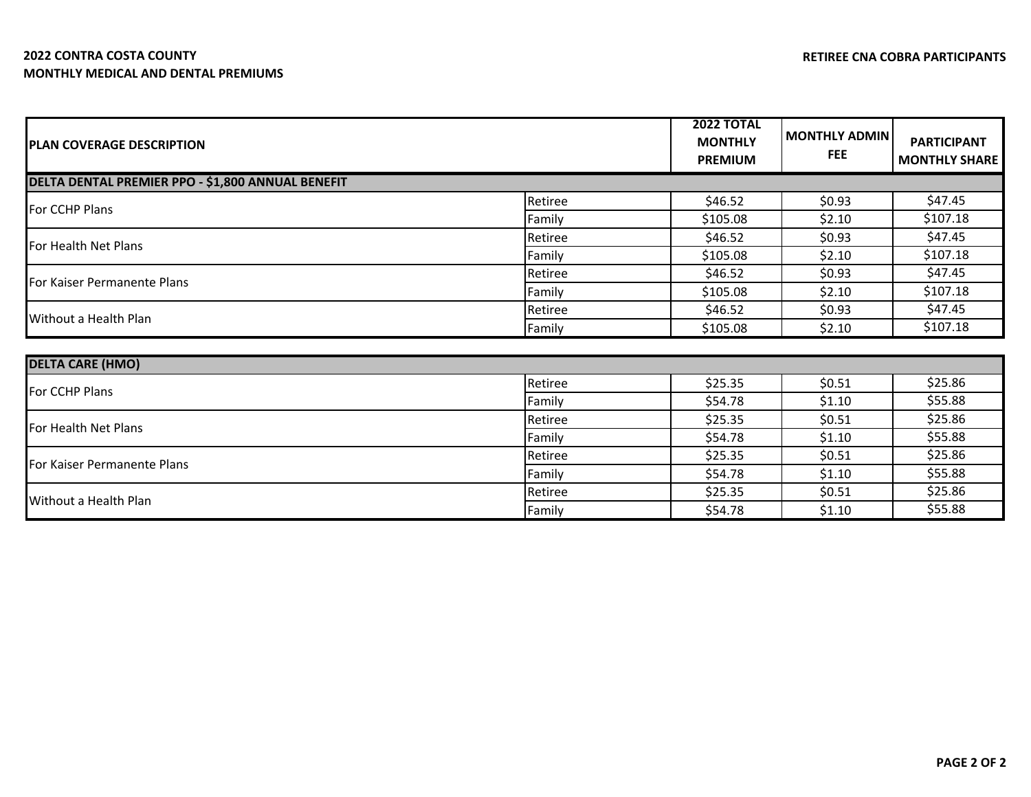**2022 CONTRA COSTA COUNTY**
**MONTHLY MEDICAL AND DENTAL PREMIUMS**

**RETIREE CNA COBRA PARTICIPANTS**

| PLAN COVERAGE DESCRIPTION | | 2022 TOTAL MONTHLY PREMIUM | MONTHLY ADMIN FEE | PARTICIPANT MONTHLY SHARE |
|---|---|---|---|---|
| **DELTA DENTAL PREMIER PPO - $1,800 ANNUAL BENEFIT** | | | | |
| For CCHP Plans | Retiree | $46.52 | $0.93 | $47.45 |
| | Family | $105.08 | $2.10 | $107.18 |
| For Health Net Plans | Retiree | $46.52 | $0.93 | $47.45 |
| | Family | $105.08 | $2.10 | $107.18 |
| For Kaiser Permanente Plans | Retiree | $46.52 | $0.93 | $47.45 |
| | Family | $105.08 | $2.10 | $107.18 |
| Without a Health Plan | Retiree | $46.52 | $0.93 | $47.45 |
| | Family | $105.08 | $2.10 | $107.18 |
| **DELTA CARE (HMO)** | | | | |
| For CCHP Plans | Retiree | $25.35 | $0.51 | $25.86 |
| | Family | $54.78 | $1.10 | $55.88 |
| For Health Net Plans | Retiree | $25.35 | $0.51 | $25.86 |
| | Family | $54.78 | $1.10 | $55.88 |
| For Kaiser Permanente Plans | Retiree | $25.35 | $0.51 | $25.86 |
| | Family | $54.78 | $1.10 | $55.88 |
| Without a Health Plan | Retiree | $25.35 | $0.51 | $25.86 |
| | Family | $54.78 | $1.10 | $55.88 |